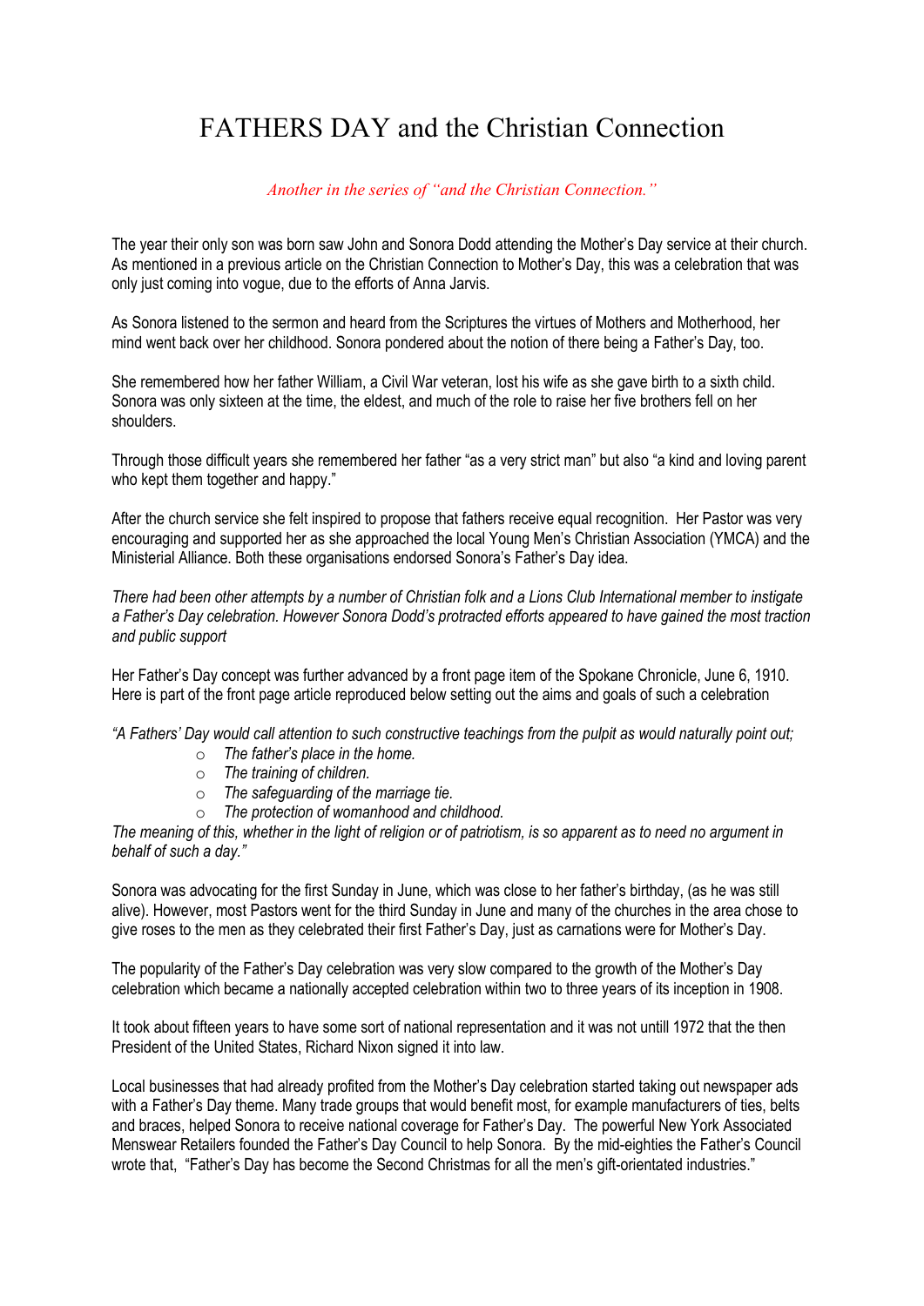# FATHERS DAY and the Christian Connection

*Another in the series of "and the Christian Connection."*

The year their only son was born saw John and Sonora Dodd attending the Mother's Day service at their church. As mentioned in a previous article on the Christian Connection to Mother's Day, this was a celebration that was only just coming into vogue, due to the efforts of Anna Jarvis.

As Sonora listened to the sermon and heard from the Scriptures the virtues of Mothers and Motherhood, her mind went back over her childhood. Sonora pondered about the notion of there being a Father's Day, too.

She remembered how her father William, a Civil War veteran, lost his wife as she gave birth to a sixth child. Sonora was only sixteen at the time, the eldest, and much of the role to raise her five brothers fell on her shoulders.

Through those difficult years she remembered her father "as a very strict man" but also "a kind and loving parent who kept them together and happy."

After the church service she felt inspired to propose that fathers receive equal recognition. Her Pastor was very encouraging and supported her as she approached the local Young Men's Christian Association (YMCA) and the Ministerial Alliance. Both these organisations endorsed Sonora's Father's Day idea.

*There had been other attempts by a number of Christian folk and a Lions Club International member to instigate a Father's Day celebration. However Sonora Dodd's protracted efforts appeared to have gained the most traction and public support*

Her Father's Day concept was further advanced by a front page item of the Spokane Chronicle, June 6, 1910. Here is part of the front page article reproduced below setting out the aims and goals of such a celebration

*"A Fathers' Day would call attention to such constructive teachings from the pulpit as would naturally point out;*

- *The father's place in the home.*
- *The training of children.*
- *The safeguarding of the marriage tie.*
- *The protection of womanhood and childhood.*

*The meaning of this, whether in the light of religion or of patriotism, is so apparent as to need no argument in behalf of such a day."*

Sonora was advocating for the first Sunday in June, which was close to her father's birthday, (as he was still alive). However, most Pastors went for the third Sunday in June and many of the churches in the area chose to give roses to the men as they celebrated their first Father's Day, just as carnations were for Mother's Day.

The popularity of the Father's Day celebration was very slow compared to the growth of the Mother's Day celebration which became a nationally accepted celebration within two to three years of its inception in 1908.

It took about fifteen years to have some sort of national representation and it was not untill 1972 that the then President of the United States, Richard Nixon signed it into law.

Local businesses that had already profited from the Mother's Day celebration started taking out newspaper ads with a Father's Day theme. Many trade groups that would benefit most, for example manufacturers of ties, belts and braces, helped Sonora to receive national coverage for Father's Day. The powerful New York Associated Menswear Retailers founded the Father's Day Council to help Sonora. By the mid-eighties the Father's Council wrote that, "Father's Day has become the Second Christmas for all the men's gift-orientated industries."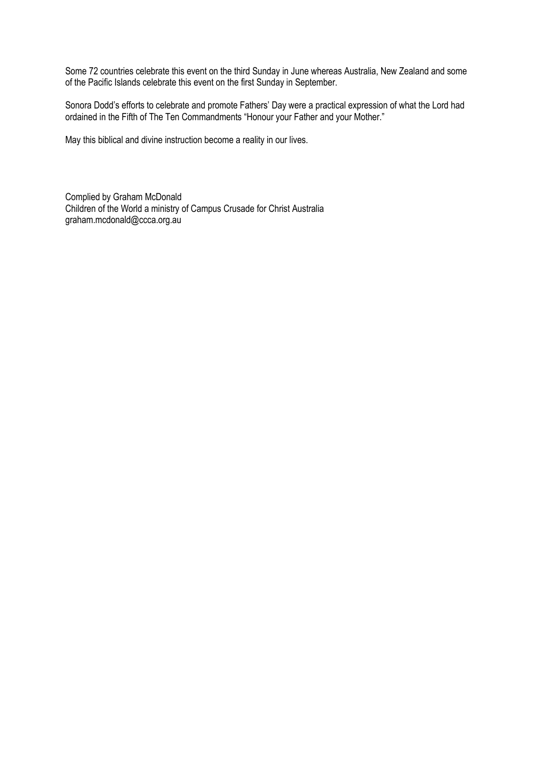Some 72 countries celebrate this event on the third Sunday in June whereas Australia, New Zealand and some of the Pacific Islands celebrate this event on the first Sunday in September.

Sonora Dodd's efforts to celebrate and promote Fathers' Day were a practical expression of what the Lord had ordained in the Fifth of The Ten Commandments "Honour your Father and your Mother."

May this biblical and divine instruction become a reality in our lives.

Complied by Graham McDonald
Children of the World a ministry of Campus Crusade for Christ Australia
graham.mcdonald@ccca.org.au